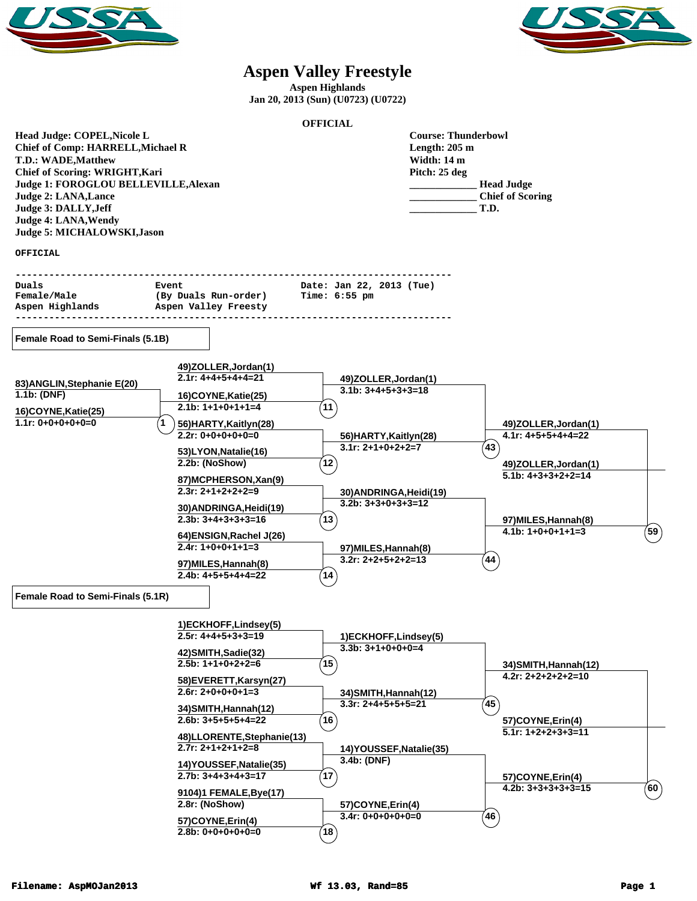# Aspen Valley Freestyle

**Aspen Highlands**
**Jan 20, 2013 (Sun) (U0723) (U0722)**

**OFFICIAL**

**Head Judge: COPEL,Nicole L**
**Chief of Comp: HARRELL,Michael R**
**T.D.: WADE,Matthew**
**Chief of Scoring: WRIGHT,Kari**
**Judge 1: FOROGLOU BELLEVILLE,Alexan**
**Judge 2: LANA,Lance**
**Judge 3: DALLY,Jeff**
**Judge 4: LANA,Wendy**
**Judge 5: MICHALOWSKI,Jason**

**Course: Thunderbowl**
**Length: 205 m**
**Width: 14 m**
**Pitch: 25 deg**
____________ Head Judge
____________ Chief of Scoring
____________ T.D.

OFFICIAL

```
--------------------------------------------------------------------------
Duals                   Event                   Date: Jan 22, 2013 (Tue)
Female/Male             (By Duals Run-order)    Time: 6:55 pm
Aspen Highlands         Aspen Valley Freesty
--------------------------------------------------------------------------
```

## Female Road to Semi-Finals (5.1B)

**Round 1**
- Match 1: 83)ANGLIN,Stephanie E(20) — 1.1b: (DNF); 16)COYNE,Katie(25) — 1.1r: 0+0+0+0+0=0

**Round 2**
- Match 11: 49)ZOLLER,Jordan(1) — 2.1r: 4+4+5+4+4=21; 16)COYNE,Katie(25) — 2.1b: 1+1+0+1+1=4
- Match 12: 56)HARTY,Kaitlyn(28) — 2.2r: 0+0+0+0+0=0; 53)LYON,Natalie(16) — 2.2b: (NoShow)
- Match 13: 87)MCPHERSON,Xan(9) — 2.3r: 2+1+2+2+2=9; 30)ANDRINGA,Heidi(19) — 2.3b: 3+4+3+3+3=16
- Match 14: 64)ENSIGN,Rachel J(26) — 2.4r: 1+0+0+1+1=3; 97)MILES,Hannah(8) — 2.4b: 4+5+5+4+4=22

**Round 3**
- Match 43: 49)ZOLLER,Jordan(1) — 3.1b: 3+4+5+3+3=18; 56)HARTY,Kaitlyn(28) — 3.1r: 2+1+0+2+2=7
- Match 44: 30)ANDRINGA,Heidi(19) — 3.2b: 3+3+0+3+3=12; 97)MILES,Hannah(8) — 3.2r: 2+2+5+2+2=13

**Round 4**
- Match 59: 49)ZOLLER,Jordan(1) — 4.1r: 4+5+5+4+4=22; 97)MILES,Hannah(8) — 4.1b: 1+0+0+1+1=3

**Winner:** 49)ZOLLER,Jordan(1) — 5.1b: 4+3+3+2+2=14

## Female Road to Semi-Finals (5.1R)

**Round 2**
- Match 15: 1)ECKHOFF,Lindsey(5) — 2.5r: 4+4+5+3+3=19; 42)SMITH,Sadie(32) — 2.5b: 1+1+0+2+2=6
- Match 16: 58)EVERETT,Karsyn(27) — 2.6r: 2+0+0+0+1=3; 34)SMITH,Hannah(12) — 2.6b: 3+5+5+5+4=22
- Match 17: 48)LLORENTE,Stephanie(13) — 2.7r: 2+1+2+1+2=8; 14)YOUSSEF,Natalie(35) — 2.7b: 3+4+3+4+3=17
- Match 18: 9104)1 FEMALE,Bye(17) — 2.8r: (NoShow); 57)COYNE,Erin(4) — 2.8b: 0+0+0+0+0=0

**Round 3**
- Match 45: 1)ECKHOFF,Lindsey(5) — 3.3b: 3+1+0+0+0=4; 34)SMITH,Hannah(12) — 3.3r: 2+4+5+5+5=21
- Match 46: 14)YOUSSEF,Natalie(35) — 3.4b: (DNF); 57)COYNE,Erin(4) — 3.4r: 0+0+0+0+0=0

**Round 4**
- Match 60: 34)SMITH,Hannah(12) — 4.2r: 2+2+2+2+2=10; 57)COYNE,Erin(4) — 4.2b: 3+3+3+3+3=15

**Winner:** 57)COYNE,Erin(4) — 5.1r: 1+2+2+3+3=11

Filename: AspMOJan2013 Wf 13.03, Rand=85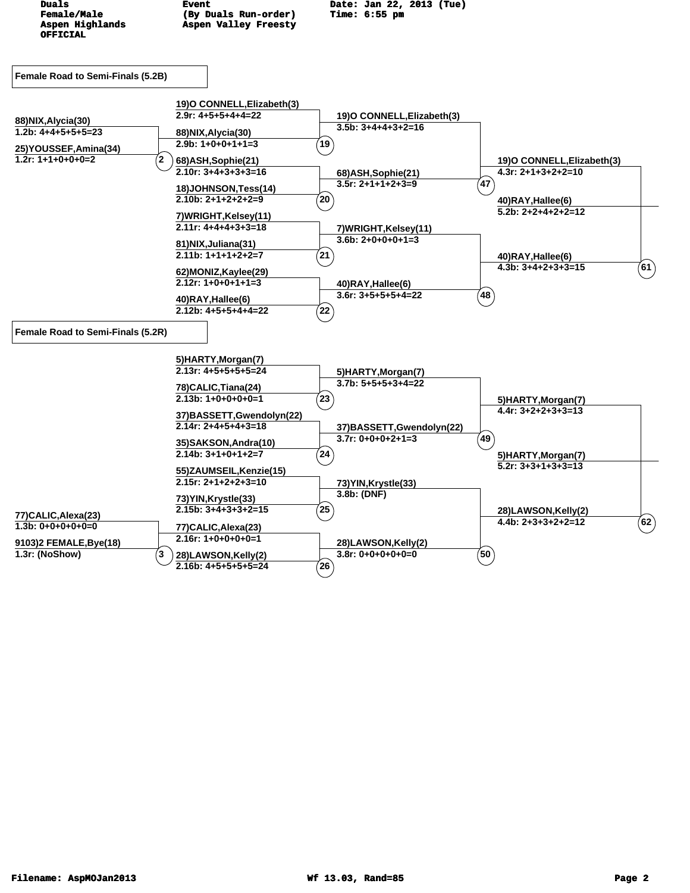Duals
Female/Male
Aspen Highlands
OFFICIAL

Event
(By Duals Run-order)
Aspen Valley Freesty

Date: Jan 22, 2013 (Tue)
Time: 6:55 pm

## Female Road to Semi-Finals (5.2B)

**Round 1**

- Match 2: 88)NIX,Alycia(30) — 1.2b: 4+4+5+5+5=23 vs 25)YOUSSEF,Amina(34) — 1.2r: 1+1+0+0+0=2

**Round 2**

- Match 19: 19)O CONNELL,Elizabeth(3) — 2.9r: 4+5+5+4+4=22 vs 88)NIX,Alycia(30) — 2.9b: 1+0+0+1+1=3
- Match 20: 68)ASH,Sophie(21) — 2.10r: 3+4+3+3+3=16 vs 18)JOHNSON,Tess(14) — 2.10b: 2+1+2+2+2=9
- Match 21: 7)WRIGHT,Kelsey(11) — 2.11r: 4+4+4+3+3=18 vs 81)NIX,Juliana(31) — 2.11b: 1+1+1+2+2=7
- Match 22: 62)MONIZ,Kaylee(29) — 2.12r: 1+0+0+1+1=3 vs 40)RAY,Hallee(6) — 2.12b: 4+5+5+4+4=22

**Round 3**

- Match 47: 19)O CONNELL,Elizabeth(3) — 3.5b: 3+4+4+3+2=16 vs 68)ASH,Sophie(21) — 3.5r: 2+1+1+2+3=9
- Match 48: 7)WRIGHT,Kelsey(11) — 3.6b: 2+0+0+0+1=3 vs 40)RAY,Hallee(6) — 3.6r: 3+5+5+5+4=22

**Round 4**

- Match 61: 19)O CONNELL,Elizabeth(3) — 4.3r: 2+1+3+2+2=10 vs 40)RAY,Hallee(6) — 4.3b: 3+4+2+3+3=15

**Result:** 40)RAY,Hallee(6) — 5.2b: 2+2+4+2+2=12

## Female Road to Semi-Finals (5.2R)

**Round 1**

- Match 3: 77)CALIC,Alexa(23) — 1.3b: 0+0+0+0+0=0 vs 9103)2 FEMALE,Bye(18) — 1.3r: (NoShow)

**Round 2**

- Match 23: 5)HARTY,Morgan(7) — 2.13r: 4+5+5+5+5=24 vs 78)CALIC,Tiana(24) — 2.13b: 1+0+0+0+0=1
- Match 24: 37)BASSETT,Gwendolyn(22) — 2.14r: 2+4+5+4+3=18 vs 35)SAKSON,Andra(10) — 2.14b: 3+1+0+1+2=7
- Match 25: 55)ZAUMSEIL,Kenzie(15) — 2.15r: 2+1+2+2+3=10 vs 73)YIN,Krystle(33) — 2.15b: 3+4+3+3+2=15
- Match 26: 77)CALIC,Alexa(23) — 2.16r: 1+0+0+0+0=1 vs 28)LAWSON,Kelly(2) — 2.16b: 4+5+5+5+5=24

**Round 3**

- Match 49: 5)HARTY,Morgan(7) — 3.7b: 5+5+5+3+4=22 vs 37)BASSETT,Gwendolyn(22) — 3.7r: 0+0+0+2+1=3
- Match 50: 73)YIN,Krystle(33) — 3.8b: (DNF) vs 28)LAWSON,Kelly(2) — 3.8r: 0+0+0+0+0=0

**Round 4**

- Match 62: 5)HARTY,Morgan(7) — 4.4r: 3+2+2+3+3=13 vs 28)LAWSON,Kelly(2) — 4.4b: 2+3+3+2+2=12

**Result:** 5)HARTY,Morgan(7) — 5.2r: 3+3+1+3+3=13

Filename: AspMOJan2013 Wf 13.03, Rand=85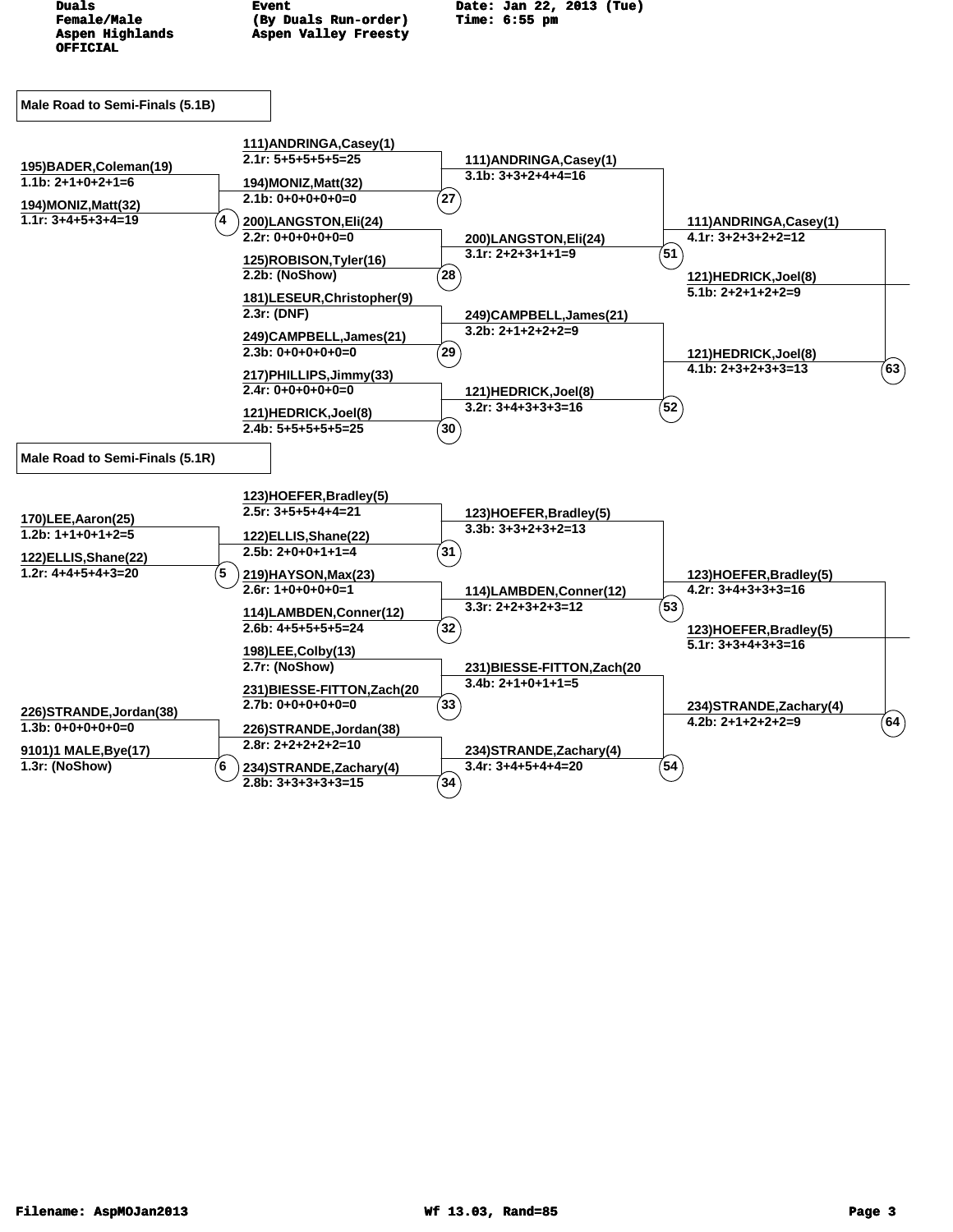Duals
Female/Male
Aspen Highlands
OFFICIAL

Event
(By Duals Run-order)
Aspen Valley Freesty

Date: Jan 22, 2013 (Tue)
Time: 6:55 pm

## Male Road to Semi-Finals (5.1B)

**Heat 4**
- 195)BADER,Coleman(19) — 1.1b: 2+1+0+2+1=6
- 194)MONIZ,Matt(32) — 1.1r: 3+4+5+3+4=19

**Heat 27**
- 111)ANDRINGA,Casey(1) — 2.1r: 5+5+5+5+5=25
- 194)MONIZ,Matt(32) — 2.1b: 0+0+0+0+0=0

**Heat 28**
- 200)LANGSTON,Eli(24) — 2.2r: 0+0+0+0+0=0
- 125)ROBISON,Tyler(16) — 2.2b: (NoShow)

**Heat 29**
- 181)LESEUR,Christopher(9) — 2.3r: (DNF)
- 249)CAMPBELL,James(21) — 2.3b: 0+0+0+0+0=0

**Heat 30**
- 217)PHILLIPS,Jimmy(33) — 2.4r: 0+0+0+0+0=0
- 121)HEDRICK,Joel(8) — 2.4b: 5+5+5+5+5=25

**Heat 51**
- 111)ANDRINGA,Casey(1) — 3.1b: 3+3+2+4+4=16
- 200)LANGSTON,Eli(24) — 3.1r: 2+2+3+1+1=9

**Heat 52**
- 249)CAMPBELL,James(21) — 3.2b: 2+1+2+2+2=9
- 121)HEDRICK,Joel(8) — 3.2r: 3+4+3+3+3=16

**Heat 63**
- 111)ANDRINGA,Casey(1) — 4.1r: 3+2+3+2+2=12
- 121)HEDRICK,Joel(8) — 4.1b: 2+3+2+3+3=13
- 121)HEDRICK,Joel(8) — 5.1b: 2+2+1+2+2=9

## Male Road to Semi-Finals (5.1R)

**Heat 5**
- 170)LEE,Aaron(25) — 1.2b: 1+1+0+1+2=5
- 122)ELLIS,Shane(22) — 1.2r: 4+4+5+4+3=20

**Heat 6**
- 226)STRANDE,Jordan(38) — 1.3b: 0+0+0+0+0=0
- 9101)1 MALE,Bye(17) — 1.3r: (NoShow)

**Heat 31**
- 123)HOEFER,Bradley(5) — 2.5r: 3+5+5+4+4=21
- 122)ELLIS,Shane(22) — 2.5b: 2+0+0+1+1=4

**Heat 32**
- 219)HAYSON,Max(23) — 2.6r: 1+0+0+0+0=1
- 114)LAMBDEN,Conner(12) — 2.6b: 4+5+5+5+5=24

**Heat 33**
- 198)LEE,Colby(13) — 2.7r: (NoShow)
- 231)BIESSE-FITTON,Zach(20 — 2.7b: 0+0+0+0+0=0

**Heat 34**
- 226)STRANDE,Jordan(38) — 2.8r: 2+2+2+2+2=10
- 234)STRANDE,Zachary(4) — 2.8b: 3+3+3+3+3=15

**Heat 53**
- 123)HOEFER,Bradley(5) — 3.3b: 3+3+2+3+2=13
- 114)LAMBDEN,Conner(12) — 3.3r: 2+2+3+2+3=12

**Heat 54**
- 231)BIESSE-FITTON,Zach(20 — 3.4b: 2+1+0+1+1=5
- 234)STRANDE,Zachary(4) — 3.4r: 3+4+5+4+4=20

**Heat 64**
- 123)HOEFER,Bradley(5) — 4.2r: 3+4+3+3+3=16
- 234)STRANDE,Zachary(4) — 4.2b: 2+1+2+2+2=9
- 123)HOEFER,Bradley(5) — 5.1r: 3+3+4+3+3=16

Filename: AspMOJan2013 Wf 13.03, Rand=85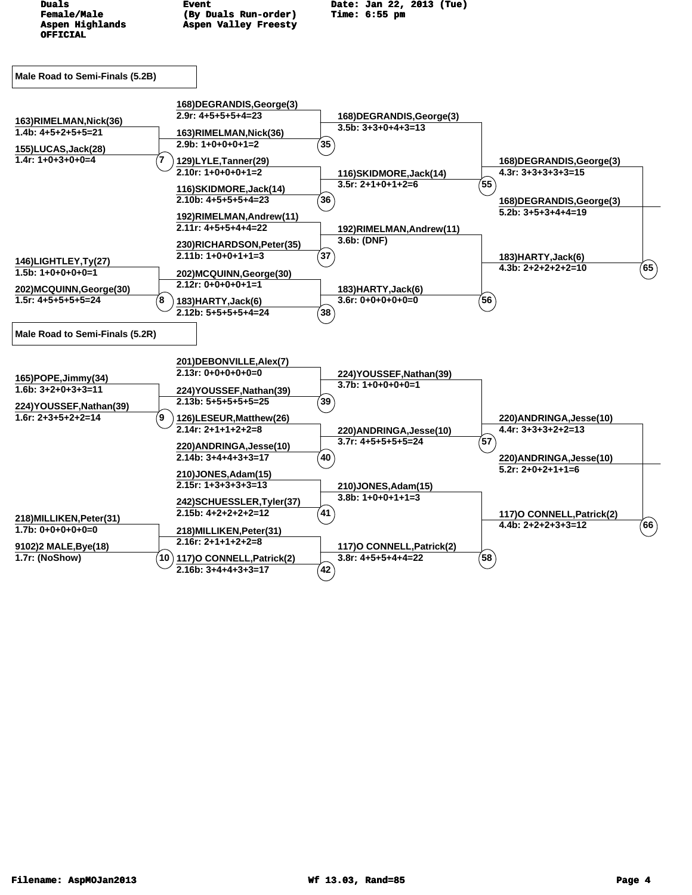Duals Female/Male Aspen Highlands OFFICIAL

Event (By Duals Run-order) Aspen Valley Freesty

Date: Jan 22, 2013 (Tue) Time: 6:55 pm

## Male Road to Semi-Finals (5.2B)

**Round 1**

- Match 7:
  - 163)RIMELMAN,Nick(36) — 1.4b: 4+5+2+5+5=21
  - 155)LUCAS,Jack(28) — 1.4r: 1+0+3+0+0=4
- Match 8:
  - 146)LIGHTLEY,Ty(27) — 1.5b: 1+0+0+0+0=1
  - 202)MCQUINN,George(30) — 1.5r: 4+5+5+5+5=24

**Round 2**

- Match 35:
  - 168)DEGRANDIS,George(3) — 2.9r: 4+5+5+5+4=23
  - 163)RIMELMAN,Nick(36) — 2.9b: 1+0+0+0+1=2
- Match 36:
  - 129)LYLE,Tanner(29) — 2.10r: 1+0+0+0+1=2
  - 116)SKIDMORE,Jack(14) — 2.10b: 4+5+5+5+4=23
- Match 37:
  - 192)RIMELMAN,Andrew(11) — 2.11r: 4+5+5+4+4=22
  - 230)RICHARDSON,Peter(35) — 2.11b: 1+0+0+1+1=3
- Match 38:
  - 202)MCQUINN,George(30) — 2.12r: 0+0+0+0+1=1
  - 183)HARTY,Jack(6) — 2.12b: 5+5+5+5+4=24

**Round 3**

- Match 55:
  - 168)DEGRANDIS,George(3) — 3.5b: 3+3+0+4+3=13
  - 116)SKIDMORE,Jack(14) — 3.5r: 2+1+0+1+2=6
- Match 56:
  - 192)RIMELMAN,Andrew(11) — 3.6b: (DNF)
  - 183)HARTY,Jack(6) — 3.6r: 0+0+0+0+0=0

**Round 4**

- Match 65:
  - 168)DEGRANDIS,George(3) — 4.3r: 3+3+3+3+3=15
  - 183)HARTY,Jack(6) — 4.3b: 2+2+2+2+2=10
- 168)DEGRANDIS,George(3) — 5.2b: 3+5+3+4+4=19

## Male Road to Semi-Finals (5.2R)

**Round 1**

- Match 9:
  - 165)POPE,Jimmy(34) — 1.6b: 3+2+0+3+3=11
  - 224)YOUSSEF,Nathan(39) — 1.6r: 2+3+5+2+2=14
- Match 10:
  - 218)MILLIKEN,Peter(31) — 1.7b: 0+0+0+0+0=0
  - 9102)2 MALE,Bye(18) — 1.7r: (NoShow)

**Round 2**

- Match 39:
  - 201)DEBONVILLE,Alex(7) — 2.13r: 0+0+0+0+0=0
  - 224)YOUSSEF,Nathan(39) — 2.13b: 5+5+5+5+5=25
- Match 40:
  - 126)LESEUR,Matthew(26) — 2.14r: 2+1+1+2+2=8
  - 220)ANDRINGA,Jesse(10) — 2.14b: 3+4+4+3+3=17
- Match 41:
  - 210)JONES,Adam(15) — 2.15r: 1+3+3+3+3=13
  - 242)SCHUESSLER,Tyler(37) — 2.15b: 4+2+2+2+2=12
- Match 42:
  - 218)MILLIKEN,Peter(31) — 2.16r: 2+1+1+2+2=8
  - 117)O CONNELL,Patrick(2) — 2.16b: 3+4+4+3+3=17

**Round 3**

- Match 57:
  - 224)YOUSSEF,Nathan(39) — 3.7b: 1+0+0+0+0=1
  - 220)ANDRINGA,Jesse(10) — 3.7r: 4+5+5+5+5=24
- Match 58:
  - 210)JONES,Adam(15) — 3.8b: 1+0+0+1+1=3
  - 117)O CONNELL,Patrick(2) — 3.8r: 4+5+5+4+4=22

**Round 4**

- Match 66:
  - 220)ANDRINGA,Jesse(10) — 4.4r: 3+3+3+2+2=13
  - 117)O CONNELL,Patrick(2) — 4.4b: 2+2+2+3+3=12
- 220)ANDRINGA,Jesse(10) — 5.2r: 2+0+2+1+1=6

Filename: AspMOJan2013 Wf 13.03, Rand=85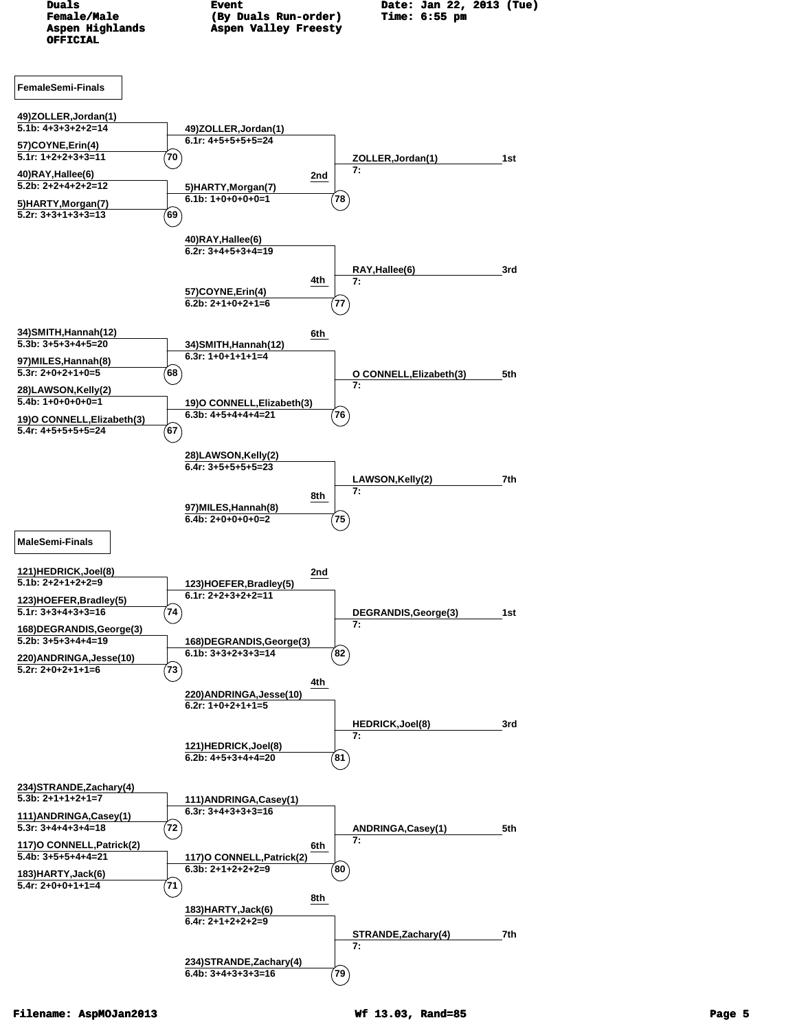Duals
Female/Male
Aspen Highlands
OFFICIAL

Event
(By Duals Run-order)
Aspen Valley Freesty

Date: Jan 22, 2013 (Tue)
Time: 6:55 pm

## FemaleSemi-Finals

49)ZOLLER,Jordan(1)
5.1b: 4+3+3+2+2=14

57)COYNE,Erin(4)
5.1r: 1+2+2+3+3=11

(70)

40)RAY,Hallee(6)
5.2b: 2+2+4+2+2=12

5)HARTY,Morgan(7)
5.2r: 3+3+1+3+3=13

(69)

49)ZOLLER,Jordan(1)
6.1r: 4+5+5+5+5=24

2nd

5)HARTY,Morgan(7)
6.1b: 1+0+0+0+0=1

(78)

ZOLLER,Jordan(1) 1st
7:

40)RAY,Hallee(6)
6.2r: 3+4+5+3+4=19

4th

57)COYNE,Erin(4)
6.2b: 2+1+0+2+1=6

(77)

RAY,Hallee(6) 3rd
7:

34)SMITH,Hannah(12)
5.3b: 3+5+3+4+5=20

97)MILES,Hannah(8)
5.3r: 2+0+2+1+0=5

(68)

28)LAWSON,Kelly(2)
5.4b: 1+0+0+0+0=1

19)O CONNELL,Elizabeth(3)
5.4r: 4+5+5+5+5=24

(67)

6th

34)SMITH,Hannah(12)
6.3r: 1+0+1+1+1=4

19)O CONNELL,Elizabeth(3)
6.3b: 4+5+4+4+4=21

(76)

O CONNELL,Elizabeth(3) 5th
7:

28)LAWSON,Kelly(2)
6.4r: 3+5+5+5+5=23

8th

97)MILES,Hannah(8)
6.4b: 2+0+0+0+0=2

(75)

LAWSON,Kelly(2) 7th
7:

## MaleSemi-Finals

121)HEDRICK,Joel(8)
5.1b: 2+2+1+2+2=9

123)HOEFER,Bradley(5)
5.1r: 3+3+4+3+3=16

(74)

168)DEGRANDIS,George(3)
5.2b: 3+5+3+4+4=19

220)ANDRINGA,Jesse(10)
5.2r: 2+0+2+1+1=6

(73)

2nd

123)HOEFER,Bradley(5)
6.1r: 2+2+3+2+2=11

168)DEGRANDIS,George(3)
6.1b: 3+3+2+3+3=14

(82)

DEGRANDIS,George(3) 1st
7:

4th

220)ANDRINGA,Jesse(10)
6.2r: 1+0+2+1+1=5

121)HEDRICK,Joel(8)
6.2b: 4+5+3+4+4=20

(81)

HEDRICK,Joel(8) 3rd
7:

234)STRANDE,Zachary(4)
5.3b: 2+1+1+2+1=7

111)ANDRINGA,Casey(1)
5.3r: 3+4+4+3+4=18

(72)

117)O CONNELL,Patrick(2)
5.4b: 3+5+5+4+4=21

183)HARTY,Jack(6)
5.4r: 2+0+0+1+1=4

(71)

111)ANDRINGA,Casey(1)
6.3r: 3+4+3+3+3=16

6th

117)O CONNELL,Patrick(2)
6.3b: 2+1+2+2+2=9

(80)

ANDRINGA,Casey(1) 5th
7:

8th

183)HARTY,Jack(6)
6.4r: 2+1+2+2+2=9

234)STRANDE,Zachary(4)
6.4b: 3+4+3+3+3=16

(79)

STRANDE,Zachary(4) 7th
7:

Filename: AspMOJan2013 Wf 13.03, Rand=85